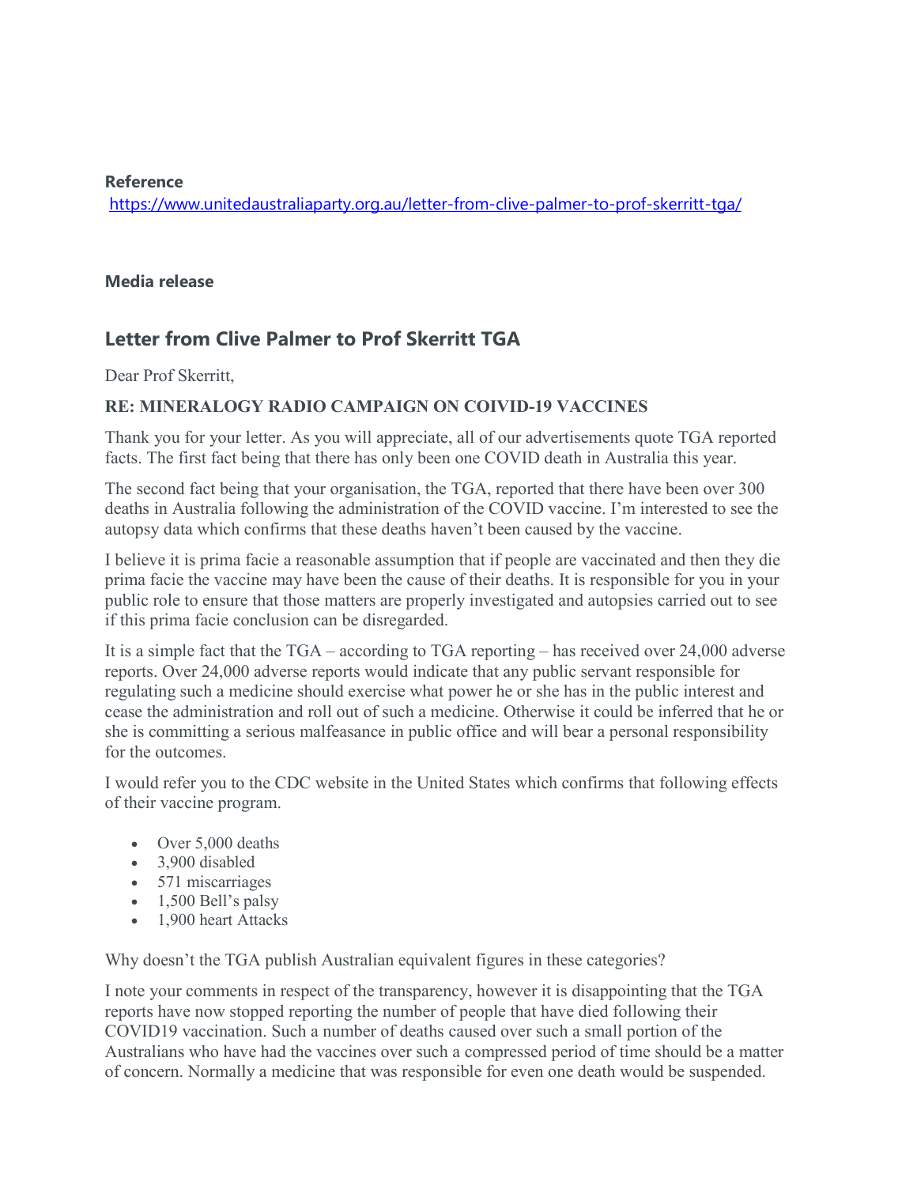**Reference**

https://www.unitedaustraliaparty.org.au/letter-from-clive-palmer-to-prof-skerritt-tga/

**Media release**

## Letter from Clive Palmer to Prof Skerritt TGA

Dear Prof Skerritt,

**RE: MINERALOGY RADIO CAMPAIGN ON COIVID-19 VACCINES**

Thank you for your letter. As you will appreciate, all of our advertisements quote TGA reported facts. The first fact being that there has only been one COVID death in Australia this year.

The second fact being that your organisation, the TGA, reported that there have been over 300 deaths in Australia following the administration of the COVID vaccine. I'm interested to see the autopsy data which confirms that these deaths haven't been caused by the vaccine.

I believe it is prima facie a reasonable assumption that if people are vaccinated and then they die prima facie the vaccine may have been the cause of their deaths. It is responsible for you in your public role to ensure that those matters are properly investigated and autopsies carried out to see if this prima facie conclusion can be disregarded.

It is a simple fact that the TGA – according to TGA reporting – has received over 24,000 adverse reports. Over 24,000 adverse reports would indicate that any public servant responsible for regulating such a medicine should exercise what power he or she has in the public interest and cease the administration and roll out of such a medicine. Otherwise it could be inferred that he or she is committing a serious malfeasance in public office and will bear a personal responsibility for the outcomes.

I would refer you to the CDC website in the United States which confirms that following effects of their vaccine program.

- Over 5,000 deaths
- 3,900 disabled
- 571 miscarriages
- 1,500 Bell's palsy
- 1,900 heart Attacks

Why doesn't the TGA publish Australian equivalent figures in these categories?

I note your comments in respect of the transparency, however it is disappointing that the TGA reports have now stopped reporting the number of people that have died following their COVID19 vaccination. Such a number of deaths caused over such a small portion of the Australians who have had the vaccines over such a compressed period of time should be a matter of concern. Normally a medicine that was responsible for even one death would be suspended.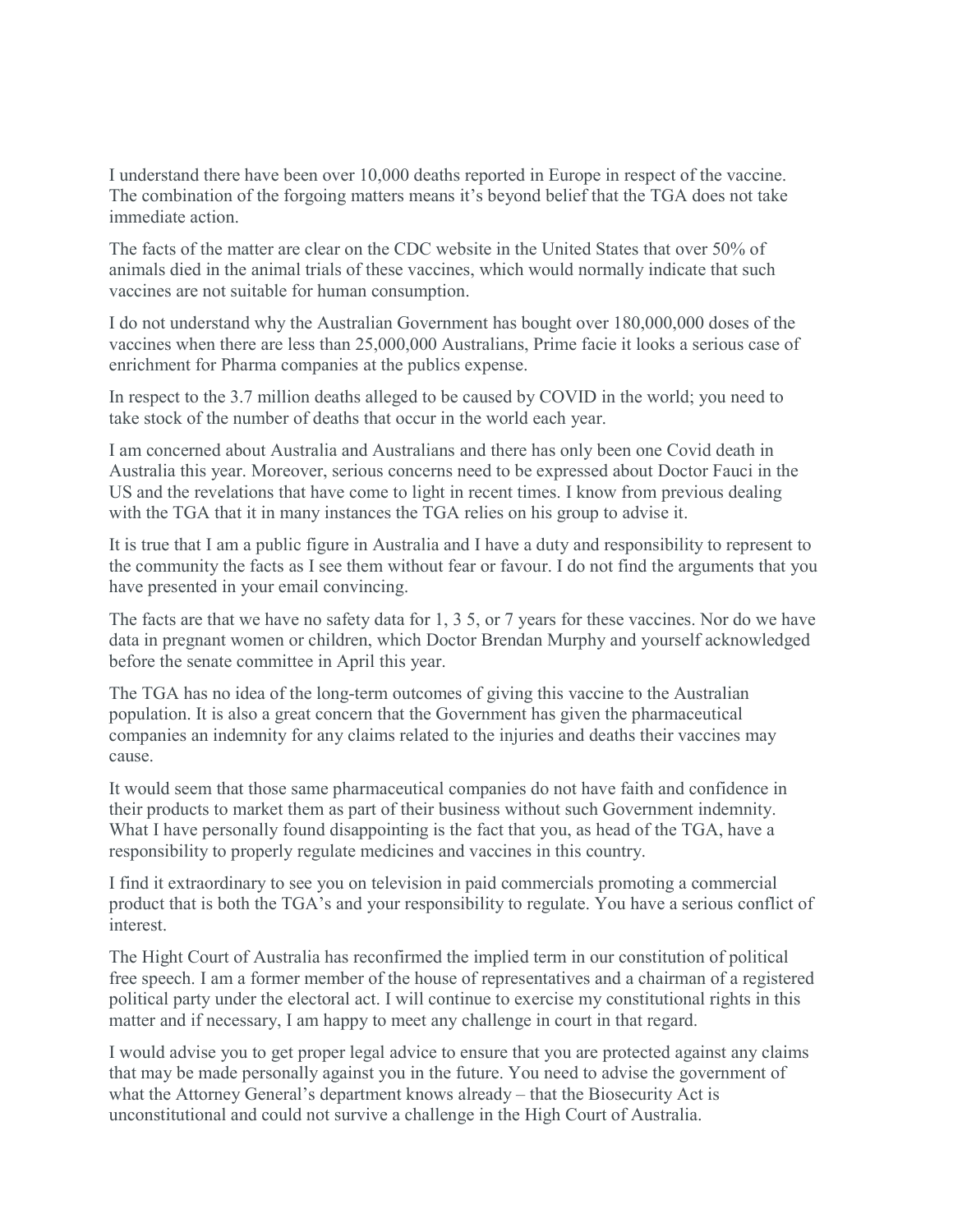I understand there have been over 10,000 deaths reported in Europe in respect of the vaccine. The combination of the forgoing matters means it's beyond belief that the TGA does not take immediate action.

The facts of the matter are clear on the CDC website in the United States that over 50% of animals died in the animal trials of these vaccines, which would normally indicate that such vaccines are not suitable for human consumption.

I do not understand why the Australian Government has bought over 180,000,000 doses of the vaccines when there are less than 25,000,000 Australians, Prime facie it looks a serious case of enrichment for Pharma companies at the publics expense.

In respect to the 3.7 million deaths alleged to be caused by COVID in the world; you need to take stock of the number of deaths that occur in the world each year.

I am concerned about Australia and Australians and there has only been one Covid death in Australia this year. Moreover, serious concerns need to be expressed about Doctor Fauci in the US and the revelations that have come to light in recent times. I know from previous dealing with the TGA that it in many instances the TGA relies on his group to advise it.

It is true that I am a public figure in Australia and I have a duty and responsibility to represent to the community the facts as I see them without fear or favour. I do not find the arguments that you have presented in your email convincing.

The facts are that we have no safety data for 1, 3 5, or 7 years for these vaccines. Nor do we have data in pregnant women or children, which Doctor Brendan Murphy and yourself acknowledged before the senate committee in April this year.

The TGA has no idea of the long-term outcomes of giving this vaccine to the Australian population. It is also a great concern that the Government has given the pharmaceutical companies an indemnity for any claims related to the injuries and deaths their vaccines may cause.

It would seem that those same pharmaceutical companies do not have faith and confidence in their products to market them as part of their business without such Government indemnity. What I have personally found disappointing is the fact that you, as head of the TGA, have a responsibility to properly regulate medicines and vaccines in this country.

I find it extraordinary to see you on television in paid commercials promoting a commercial product that is both the TGA's and your responsibility to regulate. You have a serious conflict of interest.

The Hight Court of Australia has reconfirmed the implied term in our constitution of political free speech. I am a former member of the house of representatives and a chairman of a registered political party under the electoral act. I will continue to exercise my constitutional rights in this matter and if necessary, I am happy to meet any challenge in court in that regard.

I would advise you to get proper legal advice to ensure that you are protected against any claims that may be made personally against you in the future. You need to advise the government of what the Attorney General's department knows already – that the Biosecurity Act is unconstitutional and could not survive a challenge in the High Court of Australia.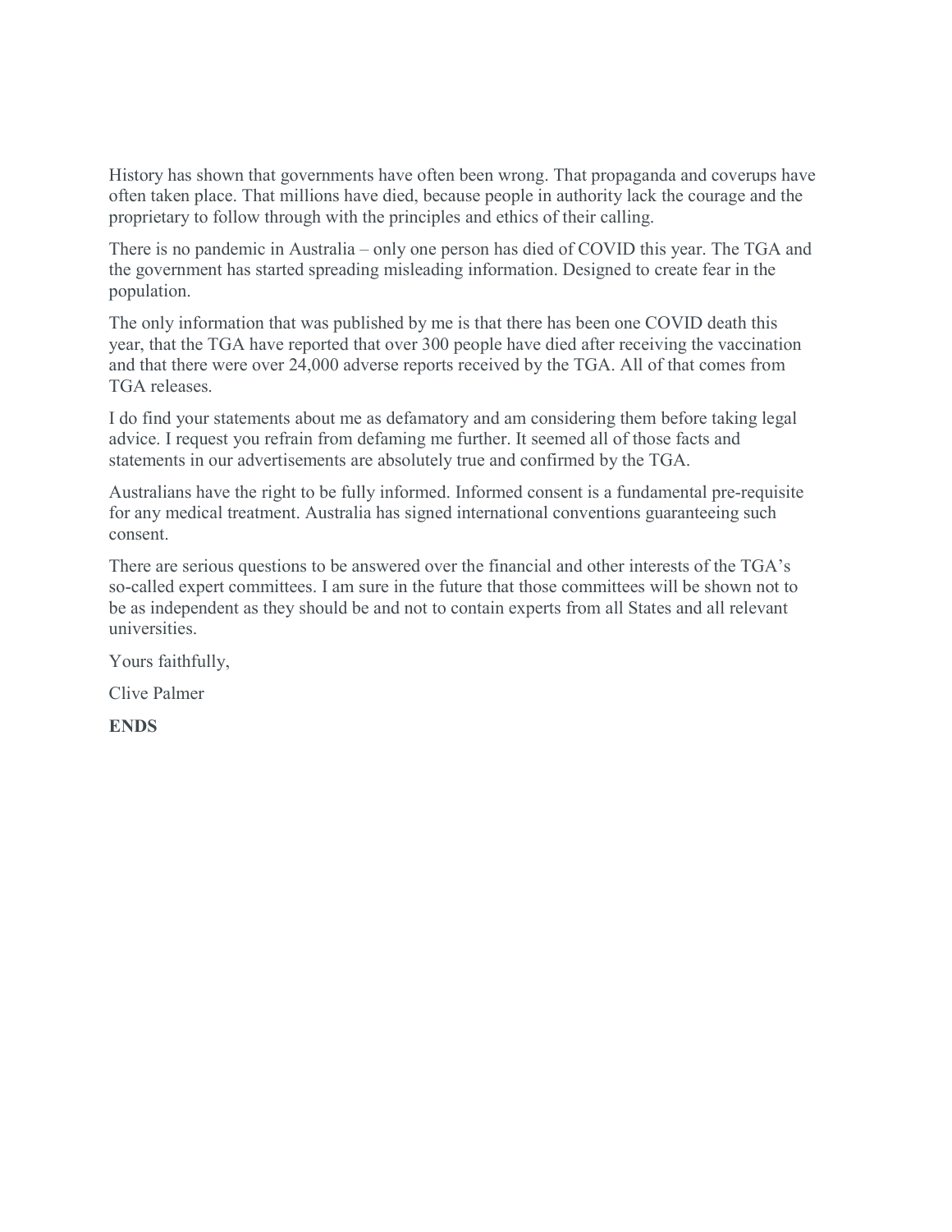History has shown that governments have often been wrong. That propaganda and coverups have often taken place. That millions have died, because people in authority lack the courage and the proprietary to follow through with the principles and ethics of their calling.

There is no pandemic in Australia – only one person has died of COVID this year. The TGA and the government has started spreading misleading information. Designed to create fear in the population.

The only information that was published by me is that there has been one COVID death this year, that the TGA have reported that over 300 people have died after receiving the vaccination and that there were over 24,000 adverse reports received by the TGA. All of that comes from TGA releases.

I do find your statements about me as defamatory and am considering them before taking legal advice. I request you refrain from defaming me further. It seemed all of those facts and statements in our advertisements are absolutely true and confirmed by the TGA.

Australians have the right to be fully informed. Informed consent is a fundamental pre-requisite for any medical treatment. Australia has signed international conventions guaranteeing such consent.

There are serious questions to be answered over the financial and other interests of the TGA's so-called expert committees. I am sure in the future that those committees will be shown not to be as independent as they should be and not to contain experts from all States and all relevant universities.

Yours faithfully,

Clive Palmer

**ENDS**